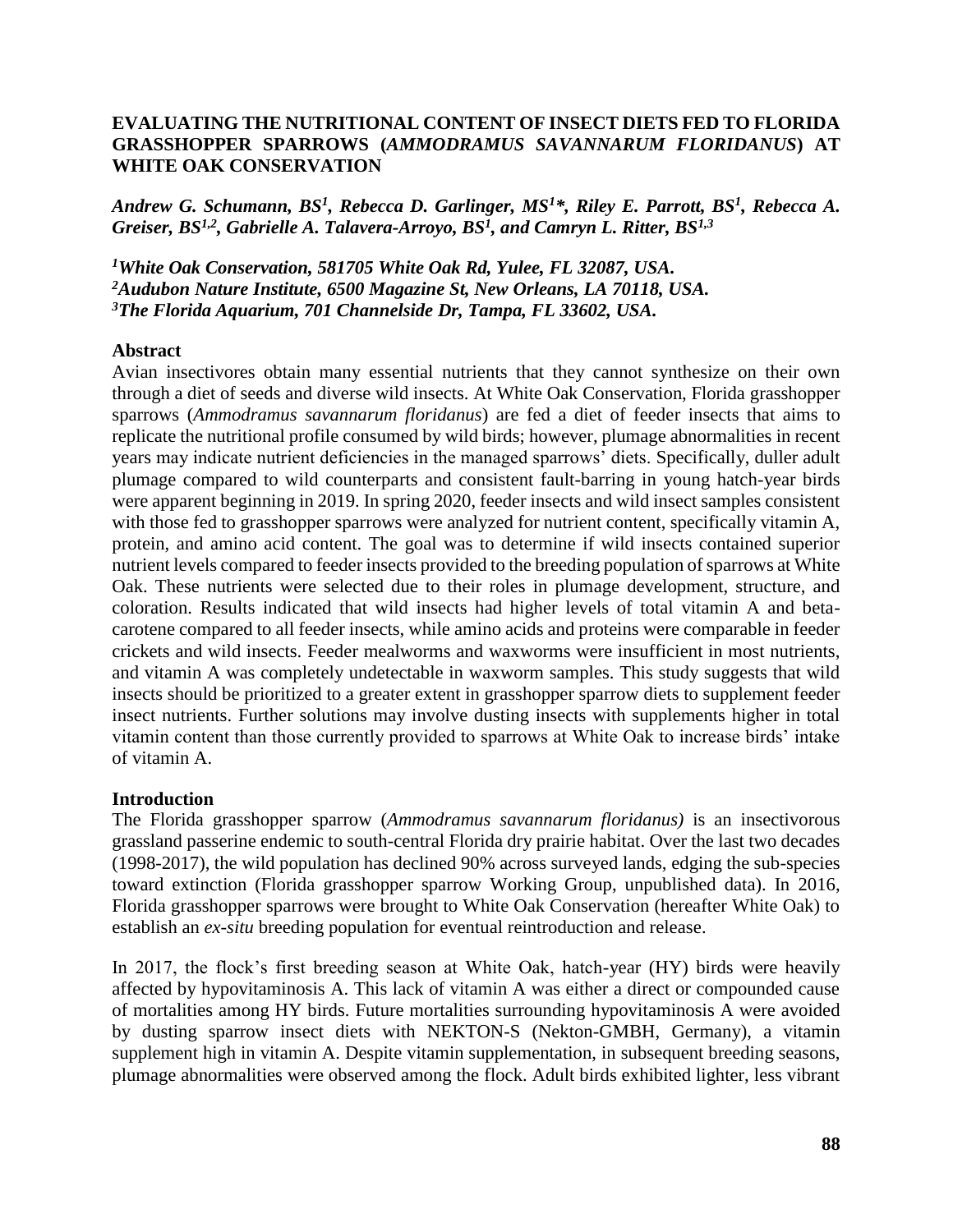# EVALUATING THE NUTRITIONAL CONTENT OF INSECT DIETS FED TO FLORIDA GRASSHOPPER SPARROWS (*AMMODRAMUS SAVANNARUM FLORIDANUS*) AT WHITE OAK CONSERVATION

***Andrew G. Schumann, BS[1], Rebecca D. Garlinger, MS[1]\*, Riley E. Parrott, BS[1], Rebecca A. Greiser, BS[1,2], Gabrielle A. Talavera-Arroyo, BS[1], and Camryn L. Ritter, BS[1,3]***

***[1]White Oak Conservation, 581705 White Oak Rd, Yulee, FL 32087, USA.***
***[2]Audubon Nature Institute, 6500 Magazine St, New Orleans, LA 70118, USA.***
***[3]The Florida Aquarium, 701 Channelside Dr, Tampa, FL 33602, USA.***

## Abstract

Avian insectivores obtain many essential nutrients that they cannot synthesize on their own through a diet of seeds and diverse wild insects. At White Oak Conservation, Florida grasshopper sparrows (*Ammodramus savannarum floridanus*) are fed a diet of feeder insects that aims to replicate the nutritional profile consumed by wild birds; however, plumage abnormalities in recent years may indicate nutrient deficiencies in the managed sparrows' diets. Specifically, duller adult plumage compared to wild counterparts and consistent fault-barring in young hatch-year birds were apparent beginning in 2019. In spring 2020, feeder insects and wild insect samples consistent with those fed to grasshopper sparrows were analyzed for nutrient content, specifically vitamin A, protein, and amino acid content. The goal was to determine if wild insects contained superior nutrient levels compared to feeder insects provided to the breeding population of sparrows at White Oak. These nutrients were selected due to their roles in plumage development, structure, and coloration. Results indicated that wild insects had higher levels of total vitamin A and beta-carotene compared to all feeder insects, while amino acids and proteins were comparable in feeder crickets and wild insects. Feeder mealworms and waxworms were insufficient in most nutrients, and vitamin A was completely undetectable in waxworm samples. This study suggests that wild insects should be prioritized to a greater extent in grasshopper sparrow diets to supplement feeder insect nutrients. Further solutions may involve dusting insects with supplements higher in total vitamin content than those currently provided to sparrows at White Oak to increase birds' intake of vitamin A.

## Introduction

The Florida grasshopper sparrow (*Ammodramus savannarum floridanus)* is an insectivorous grassland passerine endemic to south-central Florida dry prairie habitat. Over the last two decades (1998-2017), the wild population has declined 90% across surveyed lands, edging the sub-species toward extinction (Florida grasshopper sparrow Working Group, unpublished data). In 2016, Florida grasshopper sparrows were brought to White Oak Conservation (hereafter White Oak) to establish an *ex-situ* breeding population for eventual reintroduction and release.

In 2017, the flock's first breeding season at White Oak, hatch-year (HY) birds were heavily affected by hypovitaminosis A. This lack of vitamin A was either a direct or compounded cause of mortalities among HY birds. Future mortalities surrounding hypovitaminosis A were avoided by dusting sparrow insect diets with NEKTON-S (Nekton-GMBH, Germany), a vitamin supplement high in vitamin A. Despite vitamin supplementation, in subsequent breeding seasons, plumage abnormalities were observed among the flock. Adult birds exhibited lighter, less vibrant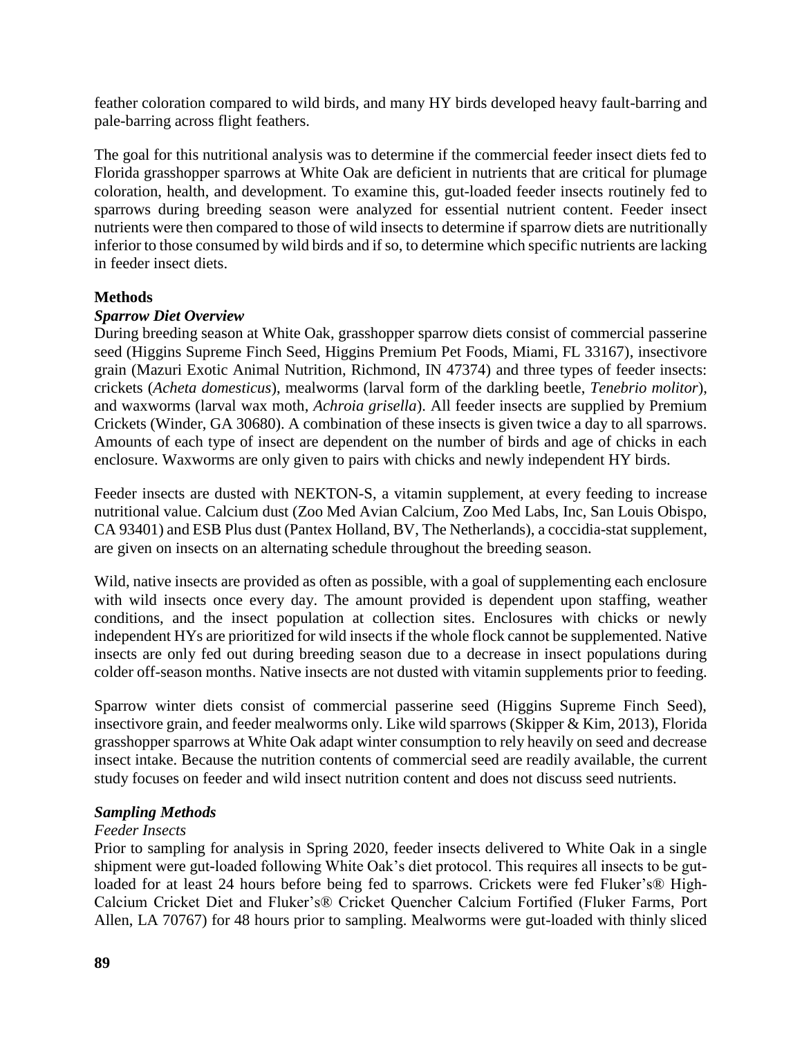feather coloration compared to wild birds, and many HY birds developed heavy fault-barring and pale-barring across flight feathers.

The goal for this nutritional analysis was to determine if the commercial feeder insect diets fed to Florida grasshopper sparrows at White Oak are deficient in nutrients that are critical for plumage coloration, health, and development. To examine this, gut-loaded feeder insects routinely fed to sparrows during breeding season were analyzed for essential nutrient content. Feeder insect nutrients were then compared to those of wild insects to determine if sparrow diets are nutritionally inferior to those consumed by wild birds and if so, to determine which specific nutrients are lacking in feeder insect diets.

## Methods

### *Sparrow Diet Overview*

During breeding season at White Oak, grasshopper sparrow diets consist of commercial passerine seed (Higgins Supreme Finch Seed, Higgins Premium Pet Foods, Miami, FL 33167), insectivore grain (Mazuri Exotic Animal Nutrition, Richmond, IN 47374) and three types of feeder insects: crickets (*Acheta domesticus*), mealworms (larval form of the darkling beetle, *Tenebrio molitor*), and waxworms (larval wax moth, *Achroia grisella*). All feeder insects are supplied by Premium Crickets (Winder, GA 30680). A combination of these insects is given twice a day to all sparrows. Amounts of each type of insect are dependent on the number of birds and age of chicks in each enclosure. Waxworms are only given to pairs with chicks and newly independent HY birds.

Feeder insects are dusted with NEKTON-S, a vitamin supplement, at every feeding to increase nutritional value. Calcium dust (Zoo Med Avian Calcium, Zoo Med Labs, Inc, San Louis Obispo, CA 93401) and ESB Plus dust (Pantex Holland, BV, The Netherlands), a coccidia-stat supplement, are given on insects on an alternating schedule throughout the breeding season.

Wild, native insects are provided as often as possible, with a goal of supplementing each enclosure with wild insects once every day. The amount provided is dependent upon staffing, weather conditions, and the insect population at collection sites. Enclosures with chicks or newly independent HYs are prioritized for wild insects if the whole flock cannot be supplemented. Native insects are only fed out during breeding season due to a decrease in insect populations during colder off-season months. Native insects are not dusted with vitamin supplements prior to feeding.

Sparrow winter diets consist of commercial passerine seed (Higgins Supreme Finch Seed), insectivore grain, and feeder mealworms only. Like wild sparrows (Skipper & Kim, 2013), Florida grasshopper sparrows at White Oak adapt winter consumption to rely heavily on seed and decrease insect intake. Because the nutrition contents of commercial seed are readily available, the current study focuses on feeder and wild insect nutrition content and does not discuss seed nutrients.

### *Sampling Methods*

#### *Feeder Insects*

Prior to sampling for analysis in Spring 2020, feeder insects delivered to White Oak in a single shipment were gut-loaded following White Oak's diet protocol. This requires all insects to be gut-loaded for at least 24 hours before being fed to sparrows. Crickets were fed Fluker's® High-Calcium Cricket Diet and Fluker's® Cricket Quencher Calcium Fortified (Fluker Farms, Port Allen, LA 70767) for 48 hours prior to sampling. Mealworms were gut-loaded with thinly sliced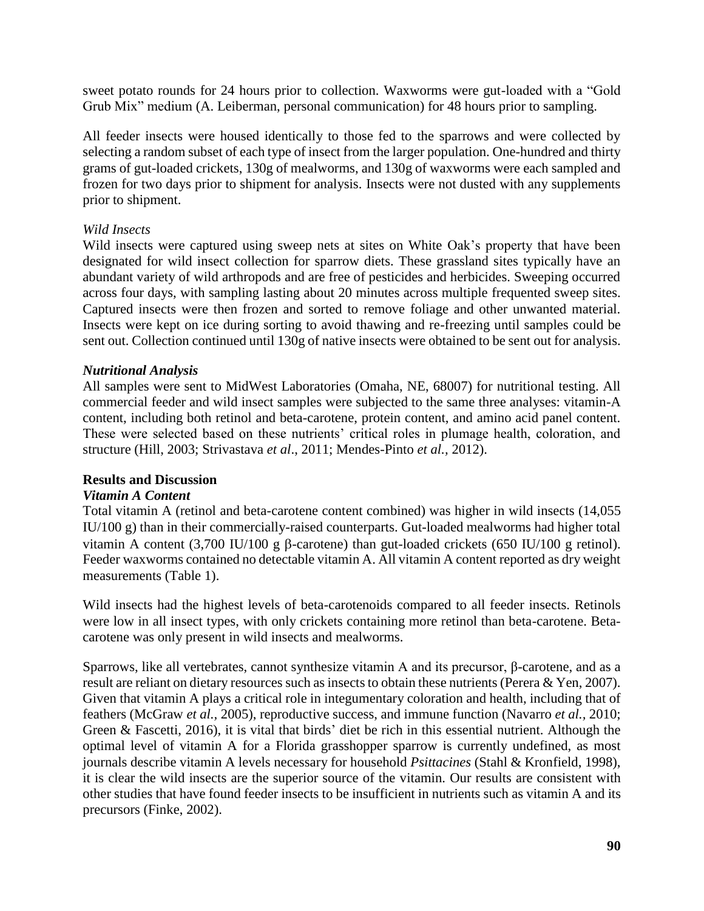sweet potato rounds for 24 hours prior to collection. Waxworms were gut-loaded with a "Gold Grub Mix" medium (A. Leiberman, personal communication) for 48 hours prior to sampling.

All feeder insects were housed identically to those fed to the sparrows and were collected by selecting a random subset of each type of insect from the larger population. One-hundred and thirty grams of gut-loaded crickets, 130g of mealworms, and 130g of waxworms were each sampled and frozen for two days prior to shipment for analysis. Insects were not dusted with any supplements prior to shipment.

*Wild Insects*

Wild insects were captured using sweep nets at sites on White Oak's property that have been designated for wild insect collection for sparrow diets. These grassland sites typically have an abundant variety of wild arthropods and are free of pesticides and herbicides. Sweeping occurred across four days, with sampling lasting about 20 minutes across multiple frequented sweep sites. Captured insects were then frozen and sorted to remove foliage and other unwanted material. Insects were kept on ice during sorting to avoid thawing and re-freezing until samples could be sent out. Collection continued until 130g of native insects were obtained to be sent out for analysis.

***Nutritional Analysis***

All samples were sent to MidWest Laboratories (Omaha, NE, 68007) for nutritional testing. All commercial feeder and wild insect samples were subjected to the same three analyses: vitamin-A content, including both retinol and beta-carotene, protein content, and amino acid panel content. These were selected based on these nutrients' critical roles in plumage health, coloration, and structure (Hill, 2003; Strivastava *et al*., 2011; Mendes-Pinto *et al.,* 2012).

## Results and Discussion

***Vitamin A Content***

Total vitamin A (retinol and beta-carotene content combined) was higher in wild insects (14,055 IU/100 g) than in their commercially-raised counterparts. Gut-loaded mealworms had higher total vitamin A content (3,700 IU/100 g β-carotene) than gut-loaded crickets (650 IU/100 g retinol). Feeder waxworms contained no detectable vitamin A. All vitamin A content reported as dry weight measurements (Table 1).

Wild insects had the highest levels of beta-carotenoids compared to all feeder insects. Retinols were low in all insect types, with only crickets containing more retinol than beta-carotene. Beta-carotene was only present in wild insects and mealworms.

Sparrows, like all vertebrates, cannot synthesize vitamin A and its precursor, β-carotene, and as a result are reliant on dietary resources such as insects to obtain these nutrients (Perera & Yen, 2007). Given that vitamin A plays a critical role in integumentary coloration and health, including that of feathers (McGraw *et al.,* 2005), reproductive success, and immune function (Navarro *et al.,* 2010; Green & Fascetti, 2016), it is vital that birds' diet be rich in this essential nutrient. Although the optimal level of vitamin A for a Florida grasshopper sparrow is currently undefined, as most journals describe vitamin A levels necessary for household *Psittacines* (Stahl & Kronfield, 1998), it is clear the wild insects are the superior source of the vitamin. Our results are consistent with other studies that have found feeder insects to be insufficient in nutrients such as vitamin A and its precursors (Finke, 2002).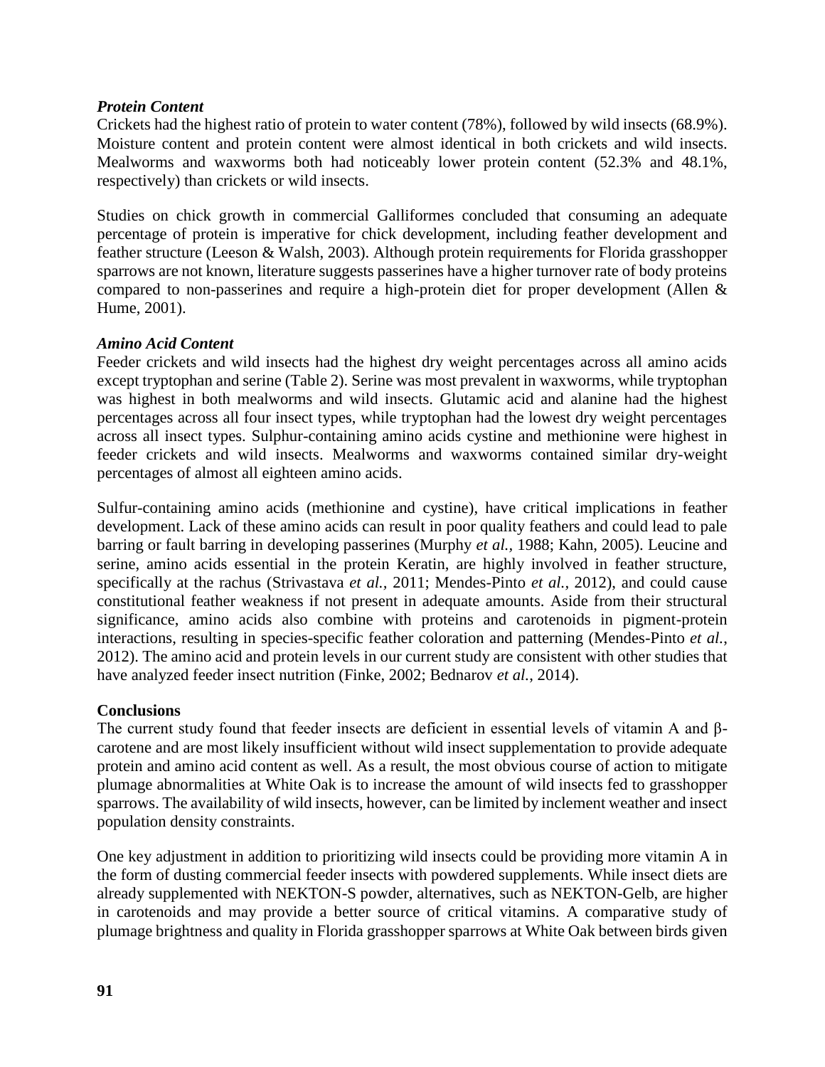### *Protein Content*

Crickets had the highest ratio of protein to water content (78%), followed by wild insects (68.9%). Moisture content and protein content were almost identical in both crickets and wild insects. Mealworms and waxworms both had noticeably lower protein content (52.3% and 48.1%, respectively) than crickets or wild insects.

Studies on chick growth in commercial Galliformes concluded that consuming an adequate percentage of protein is imperative for chick development, including feather development and feather structure (Leeson & Walsh, 2003). Although protein requirements for Florida grasshopper sparrows are not known, literature suggests passerines have a higher turnover rate of body proteins compared to non-passerines and require a high-protein diet for proper development (Allen & Hume, 2001).

### *Amino Acid Content*

Feeder crickets and wild insects had the highest dry weight percentages across all amino acids except tryptophan and serine (Table 2). Serine was most prevalent in waxworms, while tryptophan was highest in both mealworms and wild insects. Glutamic acid and alanine had the highest percentages across all four insect types, while tryptophan had the lowest dry weight percentages across all insect types. Sulphur-containing amino acids cystine and methionine were highest in feeder crickets and wild insects. Mealworms and waxworms contained similar dry-weight percentages of almost all eighteen amino acids.

Sulfur-containing amino acids (methionine and cystine), have critical implications in feather development. Lack of these amino acids can result in poor quality feathers and could lead to pale barring or fault barring in developing passerines (Murphy *et al.*, 1988; Kahn, 2005). Leucine and serine, amino acids essential in the protein Keratin, are highly involved in feather structure, specifically at the rachus (Strivastava *et al.,* 2011; Mendes-Pinto *et al.,* 2012), and could cause constitutional feather weakness if not present in adequate amounts. Aside from their structural significance, amino acids also combine with proteins and carotenoids in pigment-protein interactions, resulting in species-specific feather coloration and patterning (Mendes-Pinto *et al.,* 2012). The amino acid and protein levels in our current study are consistent with other studies that have analyzed feeder insect nutrition (Finke, 2002; Bednarov *et al.*, 2014).

## Conclusions

The current study found that feeder insects are deficient in essential levels of vitamin A and β-carotene and are most likely insufficient without wild insect supplementation to provide adequate protein and amino acid content as well. As a result, the most obvious course of action to mitigate plumage abnormalities at White Oak is to increase the amount of wild insects fed to grasshopper sparrows. The availability of wild insects, however, can be limited by inclement weather and insect population density constraints.

One key adjustment in addition to prioritizing wild insects could be providing more vitamin A in the form of dusting commercial feeder insects with powdered supplements. While insect diets are already supplemented with NEKTON-S powder, alternatives, such as NEKTON-Gelb, are higher in carotenoids and may provide a better source of critical vitamins. A comparative study of plumage brightness and quality in Florida grasshopper sparrows at White Oak between birds given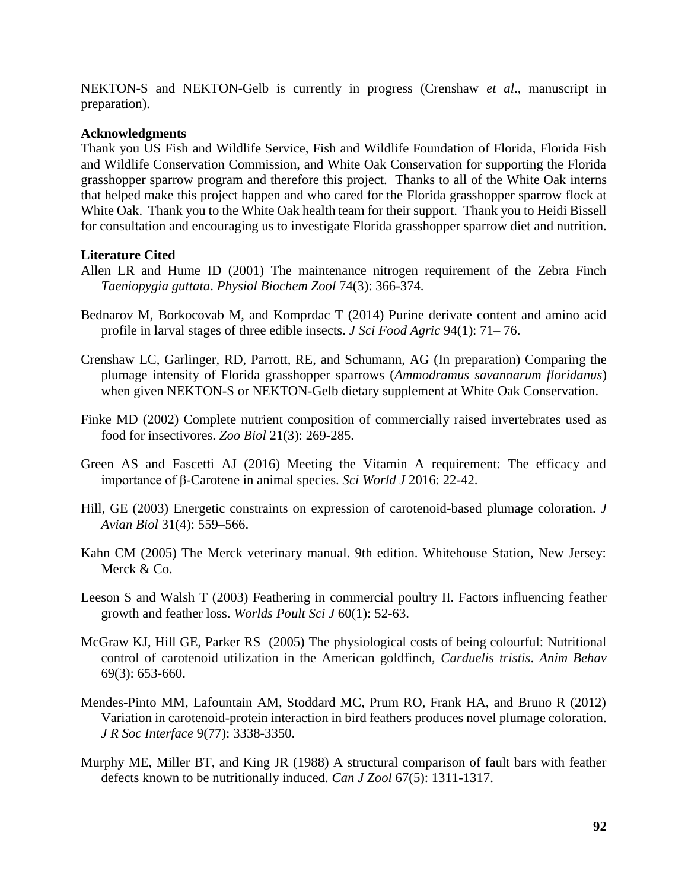NEKTON-S and NEKTON-Gelb is currently in progress (Crenshaw *et al*., manuscript in preparation).

**Acknowledgments**

Thank you US Fish and Wildlife Service, Fish and Wildlife Foundation of Florida, Florida Fish and Wildlife Conservation Commission, and White Oak Conservation for supporting the Florida grasshopper sparrow program and therefore this project. Thanks to all of the White Oak interns that helped make this project happen and who cared for the Florida grasshopper sparrow flock at White Oak. Thank you to the White Oak health team for their support. Thank you to Heidi Bissell for consultation and encouraging us to investigate Florida grasshopper sparrow diet and nutrition.

**Literature Cited**

Allen LR and Hume ID (2001) The maintenance nitrogen requirement of the Zebra Finch *Taeniopygia guttata*. *Physiol Biochem Zool* 74(3): 366-374.

Bednarov M, Borkocovab M, and Komprdac T (2014) Purine derivate content and amino acid profile in larval stages of three edible insects. *J Sci Food Agric* 94(1): 71– 76.

Crenshaw LC, Garlinger, RD, Parrott, RE, and Schumann, AG (In preparation) Comparing the plumage intensity of Florida grasshopper sparrows (*Ammodramus savannarum floridanus*) when given NEKTON-S or NEKTON-Gelb dietary supplement at White Oak Conservation.

Finke MD (2002) Complete nutrient composition of commercially raised invertebrates used as food for insectivores. *Zoo Biol* 21(3): 269-285.

Green AS and Fascetti AJ (2016) Meeting the Vitamin A requirement: The efficacy and importance of β-Carotene in animal species. *Sci World J* 2016: 22-42.

Hill, GE (2003) Energetic constraints on expression of carotenoid-based plumage coloration. *J Avian Biol* 31(4): 559–566.

Kahn CM (2005) The Merck veterinary manual. 9th edition. Whitehouse Station, New Jersey: Merck & Co.

Leeson S and Walsh T (2003) Feathering in commercial poultry II. Factors influencing feather growth and feather loss. *Worlds Poult Sci J* 60(1): 52-63.

McGraw KJ, Hill GE, Parker RS (2005) The physiological costs of being colourful: Nutritional control of carotenoid utilization in the American goldfinch, *Carduelis tristis*. *Anim Behav* 69(3): 653-660.

Mendes-Pinto MM, Lafountain AM, Stoddard MC, Prum RO, Frank HA, and Bruno R (2012) Variation in carotenoid-protein interaction in bird feathers produces novel plumage coloration. *J R Soc Interface* 9(77): 3338-3350.

Murphy ME, Miller BT, and King JR (1988) A structural comparison of fault bars with feather defects known to be nutritionally induced. *Can J Zool* 67(5): 1311-1317.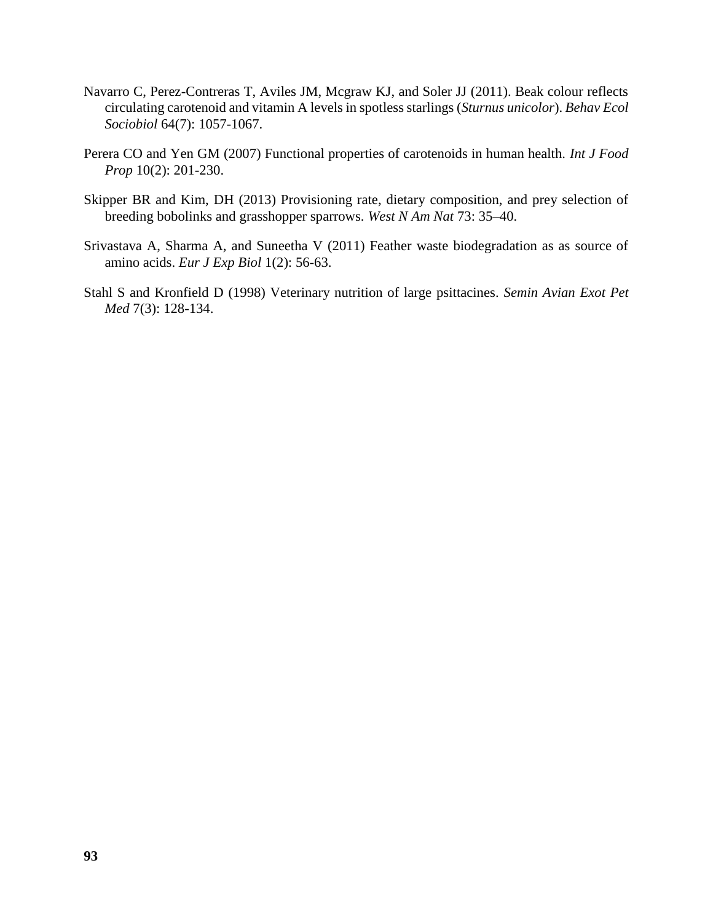Navarro C, Perez-Contreras T, Aviles JM, Mcgraw KJ, and Soler JJ (2011). Beak colour reflects circulating carotenoid and vitamin A levels in spotless starlings (*Sturnus unicolor*). *Behav Ecol Sociobiol* 64(7): 1057-1067.

Perera CO and Yen GM (2007) Functional properties of carotenoids in human health. *Int J Food Prop* 10(2): 201-230.

Skipper BR and Kim, DH (2013) Provisioning rate, dietary composition, and prey selection of breeding bobolinks and grasshopper sparrows. *West N Am Nat* 73: 35–40.

Srivastava A, Sharma A, and Suneetha V (2011) Feather waste biodegradation as as source of amino acids. *Eur J Exp Biol* 1(2): 56-63.

Stahl S and Kronfield D (1998) Veterinary nutrition of large psittacines. *Semin Avian Exot Pet Med* 7(3): 128-134.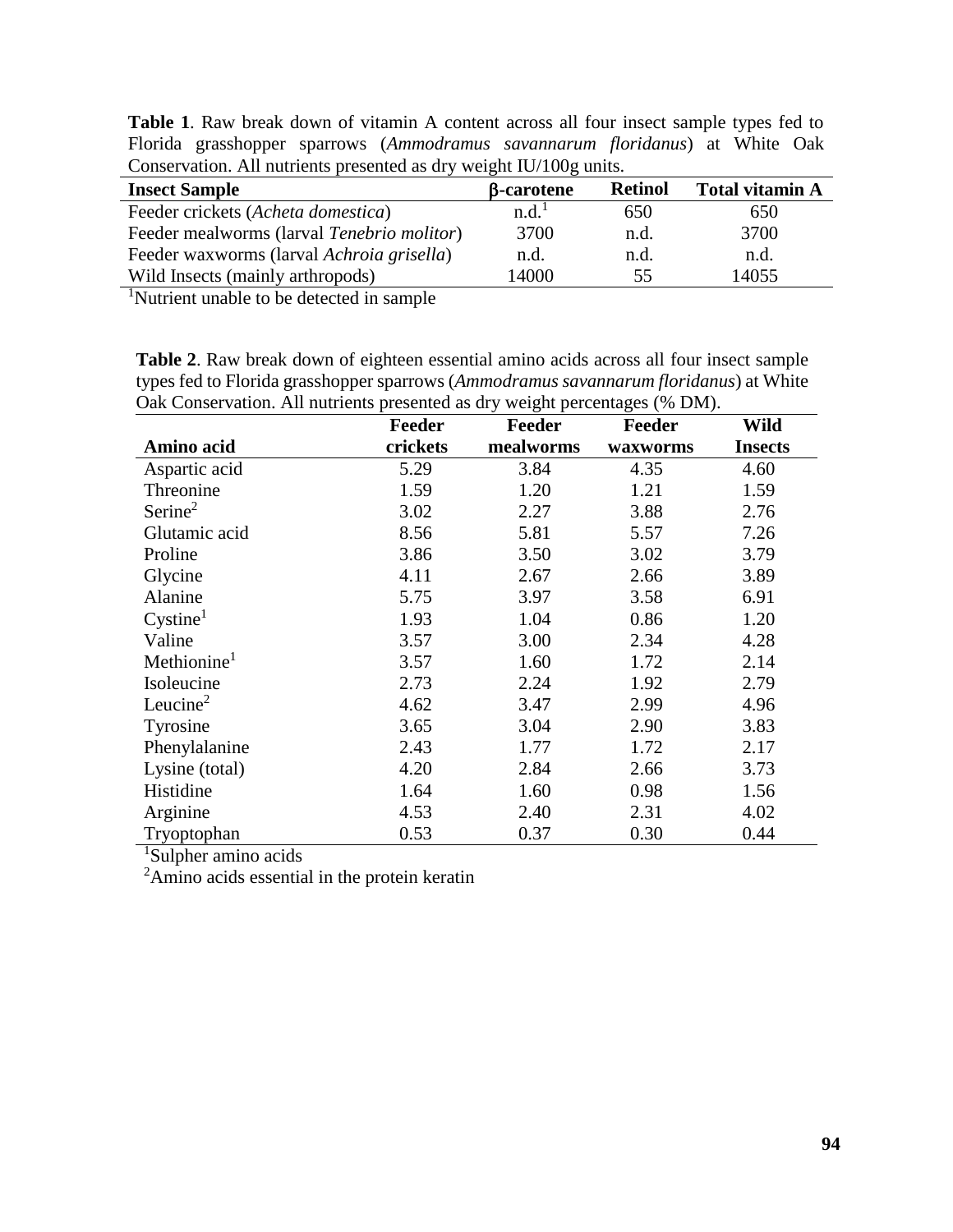**Table 1**. Raw break down of vitamin A content across all four insect sample types fed to Florida grasshopper sparrows (*Ammodramus savannarum floridanus*) at White Oak Conservation. All nutrients presented as dry weight IU/100g units.

| Insect Sample | β-carotene | Retinol | Total vitamin A |
|---|---|---|---|
| Feeder crickets (*Acheta domestica*) | n.d.[1] | 650 | 650 |
| Feeder mealworms (larval *Tenebrio molitor*) | 3700 | n.d. | 3700 |
| Feeder waxworms (larval *Achroia grisella*) | n.d. | n.d. | n.d. |
| Wild Insects (mainly arthropods) | 14000 | 55 | 14055 |

[1]Nutrient unable to be detected in sample

**Table 2**. Raw break down of eighteen essential amino acids across all four insect sample types fed to Florida grasshopper sparrows (*Ammodramus savannarum floridanus*) at White Oak Conservation. All nutrients presented as dry weight percentages (% DM).

| Amino acid | Feeder crickets | Feeder mealworms | Feeder waxworms | Wild Insects |
|---|---|---|---|---|
| Aspartic acid | 5.29 | 3.84 | 4.35 | 4.60 |
| Threonine | 1.59 | 1.20 | 1.21 | 1.59 |
| Serine[2] | 3.02 | 2.27 | 3.88 | 2.76 |
| Glutamic acid | 8.56 | 5.81 | 5.57 | 7.26 |
| Proline | 3.86 | 3.50 | 3.02 | 3.79 |
| Glycine | 4.11 | 2.67 | 2.66 | 3.89 |
| Alanine | 5.75 | 3.97 | 3.58 | 6.91 |
| Cystine[1] | 1.93 | 1.04 | 0.86 | 1.20 |
| Valine | 3.57 | 3.00 | 2.34 | 4.28 |
| Methionine[1] | 3.57 | 1.60 | 1.72 | 2.14 |
| Isoleucine | 2.73 | 2.24 | 1.92 | 2.79 |
| Leucine[2] | 4.62 | 3.47 | 2.99 | 4.96 |
| Tyrosine | 3.65 | 3.04 | 2.90 | 3.83 |
| Phenylalanine | 2.43 | 1.77 | 1.72 | 2.17 |
| Lysine (total) | 4.20 | 2.84 | 2.66 | 3.73 |
| Histidine | 1.64 | 1.60 | 0.98 | 1.56 |
| Arginine | 4.53 | 2.40 | 2.31 | 4.02 |
| Tryoptophan | 0.53 | 0.37 | 0.30 | 0.44 |

[1]Sulpher amino acids
[2]Amino acids essential in the protein keratin